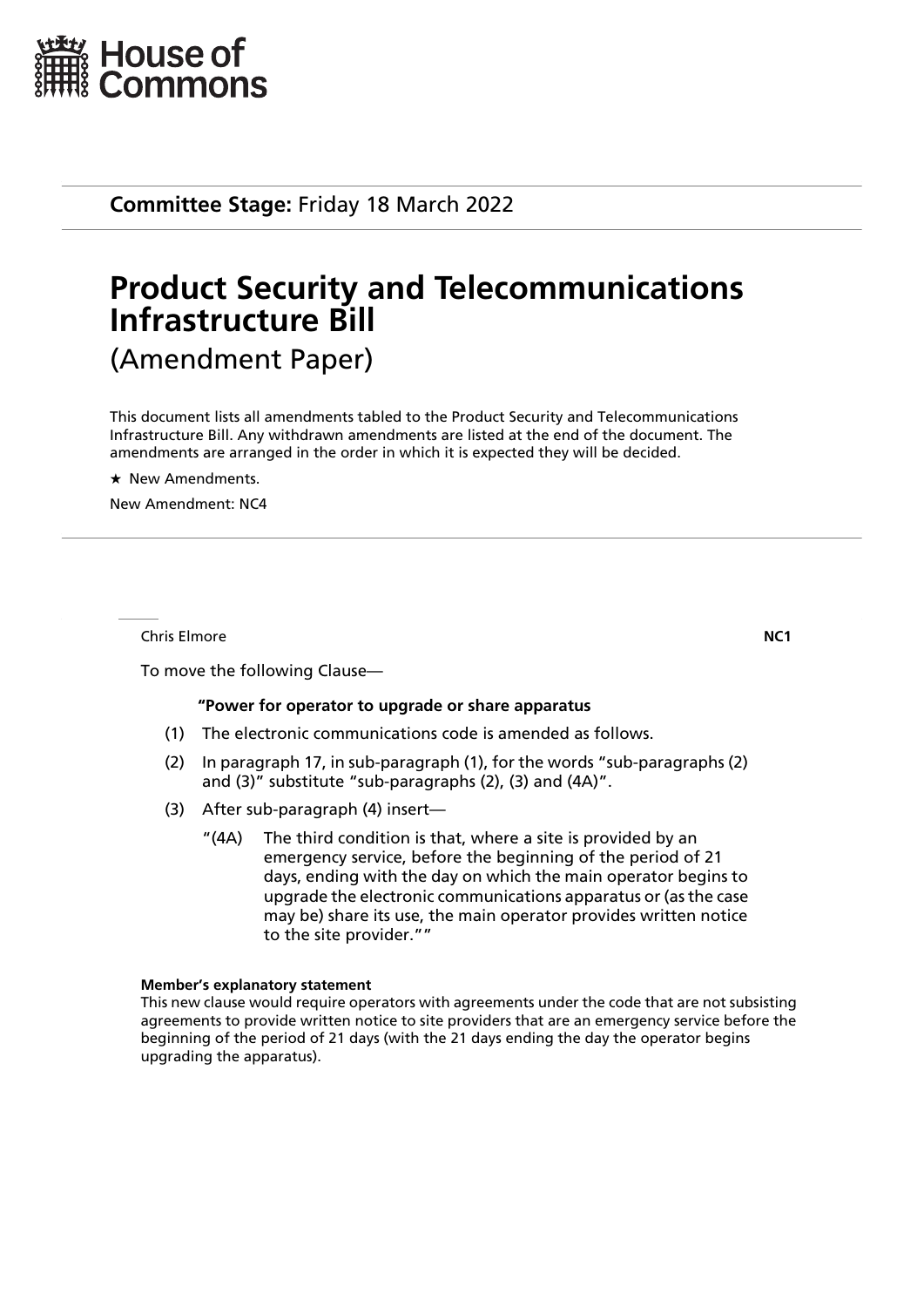House of Commons

**Committee Stage:** Friday 18 March 2022

# Product Security and Telecommunications Infrastructure Bill

(Amendment Paper)

This document lists all amendments tabled to the Product Security and Telecommunications Infrastructure Bill. Any withdrawn amendments are listed at the end of the document. The amendments are arranged in the order in which it is expected they will be decided.

★ New Amendments.

New Amendment: NC4

---

Chris Elmore **NC1**

To move the following Clause—

**"Power for operator to upgrade or share apparatus**

(1) The electronic communications code is amended as follows.

(2) In paragraph 17, in sub-paragraph (1), for the words "sub-paragraphs (2) and (3)" substitute "sub-paragraphs (2), (3) and (4A)".

(3) After sub-paragraph (4) insert—

"(4A) The third condition is that, where a site is provided by an emergency service, before the beginning of the period of 21 days, ending with the day on which the main operator begins to upgrade the electronic communications apparatus or (as the case may be) share its use, the main operator provides written notice to the site provider.""

**Member's explanatory statement**

This new clause would require operators with agreements under the code that are not subsisting agreements to provide written notice to site providers that are an emergency service before the beginning of the period of 21 days (with the 21 days ending the day the operator begins upgrading the apparatus).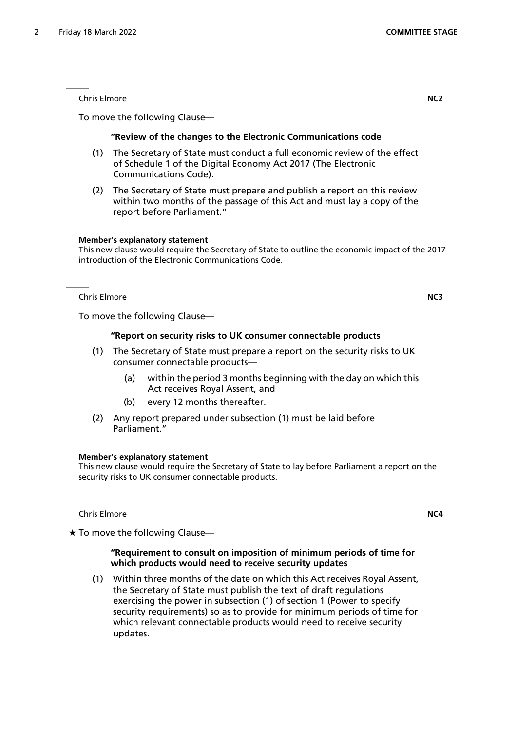Chris Elmore **NC2**

To move the following Clause—

**"Review of the changes to the Electronic Communications code**

(1) The Secretary of State must conduct a full economic review of the effect of Schedule 1 of the Digital Economy Act 2017 (The Electronic Communications Code).

(2) The Secretary of State must prepare and publish a report on this review within two months of the passage of this Act and must lay a copy of the report before Parliament."

**Member's explanatory statement**

This new clause would require the Secretary of State to outline the economic impact of the 2017 introduction of the Electronic Communications Code.

Chris Elmore **NC3**

To move the following Clause—

**"Report on security risks to UK consumer connectable products**

(1) The Secretary of State must prepare a report on the security risks to UK consumer connectable products—

(a) within the period 3 months beginning with the day on which this Act receives Royal Assent, and

(b) every 12 months thereafter.

(2) Any report prepared under subsection (1) must be laid before Parliament."

**Member's explanatory statement**

This new clause would require the Secretary of State to lay before Parliament a report on the security risks to UK consumer connectable products.

Chris Elmore **NC4**

★ To move the following Clause—

**"Requirement to consult on imposition of minimum periods of time for which products would need to receive security updates**

(1) Within three months of the date on which this Act receives Royal Assent, the Secretary of State must publish the text of draft regulations exercising the power in subsection (1) of section 1 (Power to specify security requirements) so as to provide for minimum periods of time for which relevant connectable products would need to receive security updates.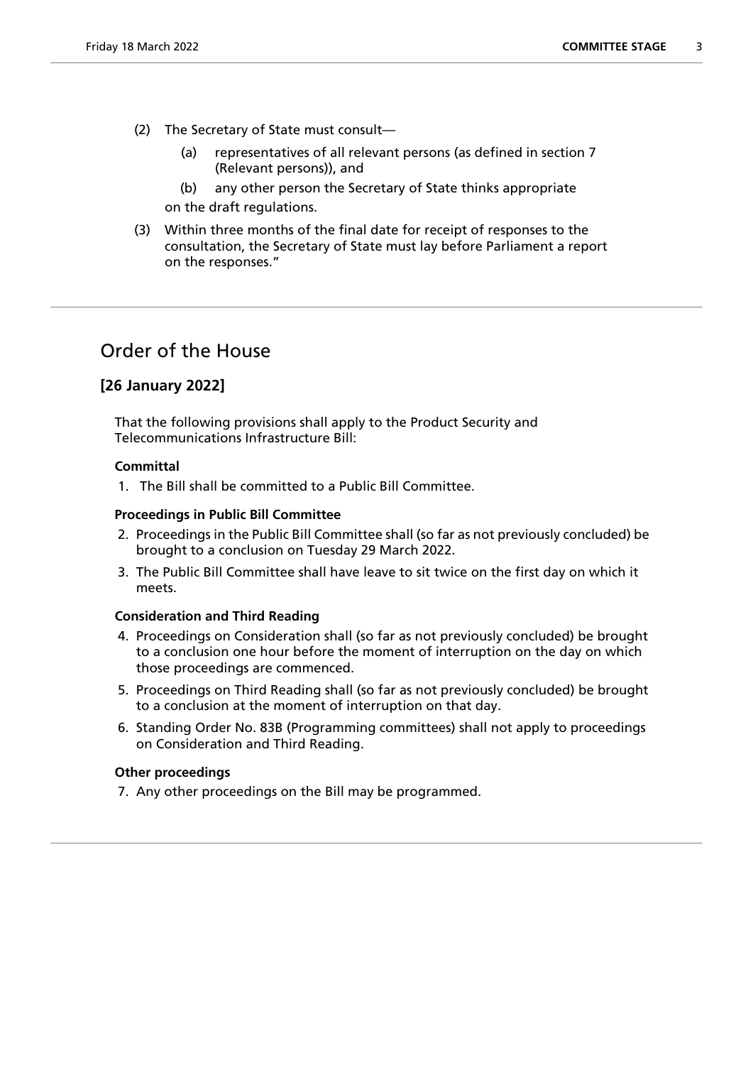(2) The Secretary of State must consult—

  (a) representatives of all relevant persons (as defined in section 7 (Relevant persons)), and

  (b) any other person the Secretary of State thinks appropriate

on the draft regulations.

(3) Within three months of the final date for receipt of responses to the consultation, the Secretary of State must lay before Parliament a report on the responses."

## Order of the House

### [26 January 2022]

That the following provisions shall apply to the Product Security and Telecommunications Infrastructure Bill:

**Committal**

1. The Bill shall be committed to a Public Bill Committee.

**Proceedings in Public Bill Committee**

2. Proceedings in the Public Bill Committee shall (so far as not previously concluded) be brought to a conclusion on Tuesday 29 March 2022.

3. The Public Bill Committee shall have leave to sit twice on the first day on which it meets.

**Consideration and Third Reading**

4. Proceedings on Consideration shall (so far as not previously concluded) be brought to a conclusion one hour before the moment of interruption on the day on which those proceedings are commenced.

5. Proceedings on Third Reading shall (so far as not previously concluded) be brought to a conclusion at the moment of interruption on that day.

6. Standing Order No. 83B (Programming committees) shall not apply to proceedings on Consideration and Third Reading.

**Other proceedings**

7. Any other proceedings on the Bill may be programmed.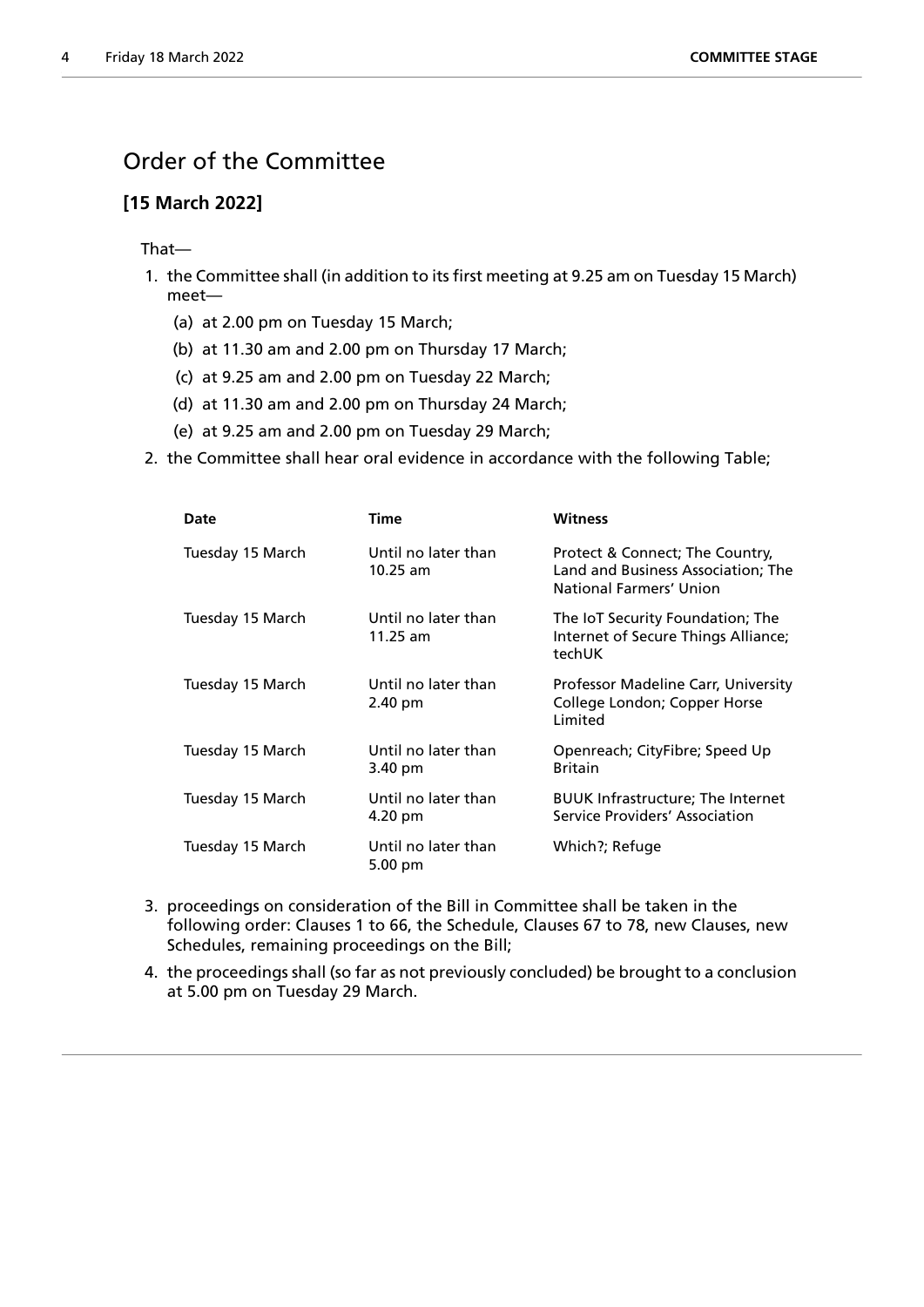## Order of the Committee

### [15 March 2022]

That—

1. the Committee shall (in addition to its first meeting at 9.25 am on Tuesday 15 March) meet—
   - (a) at 2.00 pm on Tuesday 15 March;
   - (b) at 11.30 am and 2.00 pm on Thursday 17 March;
   - (c) at 9.25 am and 2.00 pm on Tuesday 22 March;
   - (d) at 11.30 am and 2.00 pm on Thursday 24 March;
   - (e) at 9.25 am and 2.00 pm on Tuesday 29 March;
2. the Committee shall hear oral evidence in accordance with the following Table;

| Date | Time | Witness |
|---|---|---|
| Tuesday 15 March | Until no later than 10.25 am | Protect & Connect; The Country, Land and Business Association; The National Farmers' Union |
| Tuesday 15 March | Until no later than 11.25 am | The IoT Security Foundation; The Internet of Secure Things Alliance; techUK |
| Tuesday 15 March | Until no later than 2.40 pm | Professor Madeline Carr, University College London; Copper Horse Limited |
| Tuesday 15 March | Until no later than 3.40 pm | Openreach; CityFibre; Speed Up Britain |
| Tuesday 15 March | Until no later than 4.20 pm | BUUK Infrastructure; The Internet Service Providers' Association |
| Tuesday 15 March | Until no later than 5.00 pm | Which?; Refuge |

3. proceedings on consideration of the Bill in Committee shall be taken in the following order: Clauses 1 to 66, the Schedule, Clauses 67 to 78, new Clauses, new Schedules, remaining proceedings on the Bill;
4. the proceedings shall (so far as not previously concluded) be brought to a conclusion at 5.00 pm on Tuesday 29 March.